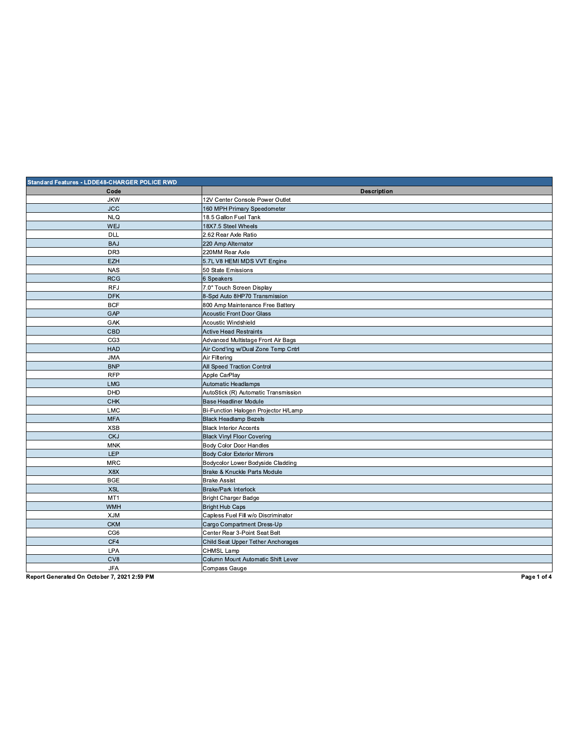| Standard Features - LDDE48-CHARGER POLICE RWD | |
|---|---|
| **Code** | **Description** |
| JKW | 12V Center Console Power Outlet |
| JCC | 160 MPH Primary Speedometer |
| NLQ | 18.5 Gallon Fuel Tank |
| WEJ | 18X7.5 Steel Wheels |
| DLL | 2.62 Rear Axle Ratio |
| BAJ | 220 Amp Alternator |
| DR3 | 220MM Rear Axle |
| EZH | 5.7L V8 HEMI MDS VVT Engine |
| NAS | 50 State Emissions |
| RCG | 6 Speakers |
| RFJ | 7.0" Touch Screen Display |
| DFK | 8-Spd Auto 8HP70 Transmission |
| BCF | 800 Amp Maintenance Free Battery |
| GAP | Acoustic Front Door Glass |
| GAK | Acoustic Windshield |
| CBD | Active Head Restraints |
| CG3 | Advanced Multistage Front Air Bags |
| HAD | Air Cond'ing w/Dual Zone Temp Cntrl |
| JMA | Air Filtering |
| BNP | All Speed Traction Control |
| RFP | Apple CarPlay |
| LMG | Automatic Headlamps |
| DHD | AutoStick (R) Automatic Transmission |
| CHK | Base Headliner Module |
| LMC | Bi-Function Halogen Projector H/Lamp |
| MFA | Black Headlamp Bezels |
| XSB | Black Interior Accents |
| CKJ | Black Vinyl Floor Covering |
| MNK | Body Color Door Handles |
| LEP | Body Color Exterior Mirrors |
| MRC | Bodycolor Lower Bodyside Cladding |
| X8X | Brake & Knuckle Parts Module |
| BGE | Brake Assist |
| XSL | Brake/Park Interlock |
| MT1 | Bright Charger Badge |
| WMH | Bright Hub Caps |
| XJM | Capless Fuel Fill w/o Discriminator |
| CKM | Cargo Compartment Dress-Up |
| CG6 | Center Rear 3-Point Seat Belt |
| CF4 | Child Seat Upper Tether Anchorages |
| LPA | CHMSL Lamp |
| CV8 | Column Mount Automatic Shift Lever |
| JFA | Compass Gauge |

Report Generated On October 7, 2021 2:59 PM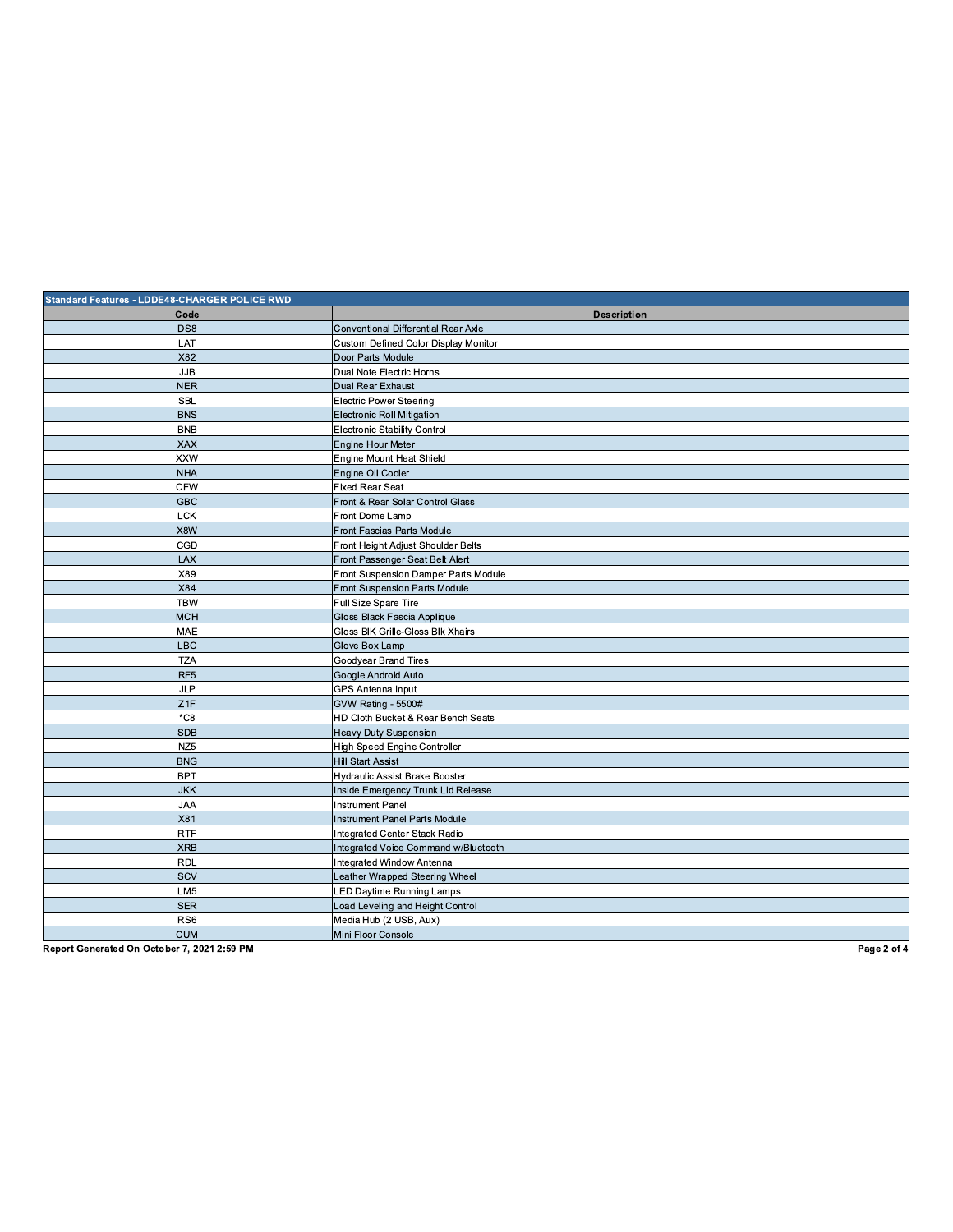| Standard Features - LDDE48-CHARGER POLICE RWD | |
|---|---|
| **Code** | **Description** |
| DS8 | Conventional Differential Rear Axle |
| LAT | Custom Defined Color Display Monitor |
| X82 | Door Parts Module |
| JJB | Dual Note Electric Horns |
| NER | Dual Rear Exhaust |
| SBL | Electric Power Steering |
| BNS | Electronic Roll Mitigation |
| BNB | Electronic Stability Control |
| XAX | Engine Hour Meter |
| XXW | Engine Mount Heat Shield |
| NHA | Engine Oil Cooler |
| CFW | Fixed Rear Seat |
| GBC | Front & Rear Solar Control Glass |
| LCK | Front Dome Lamp |
| X8W | Front Fascias Parts Module |
| CGD | Front Height Adjust Shoulder Belts |
| LAX | Front Passenger Seat Belt Alert |
| X89 | Front Suspension Damper Parts Module |
| X84 | Front Suspension Parts Module |
| TBW | Full Size Spare Tire |
| MCH | Gloss Black Fascia Applique |
| MAE | Gloss Blk Grille-Gloss Blk Xhairs |
| LBC | Glove Box Lamp |
| TZA | Goodyear Brand Tires |
| RF5 | Google Android Auto |
| JLP | GPS Antenna Input |
| Z1F | GVW Rating - 5500# |
| *C8 | HD Cloth Bucket & Rear Bench Seats |
| SDB | Heavy Duty Suspension |
| NZ5 | High Speed Engine Controller |
| BNG | Hill Start Assist |
| BPT | Hydraulic Assist Brake Booster |
| JKK | Inside Emergency Trunk Lid Release |
| JAA | Instrument Panel |
| X81 | Instrument Panel Parts Module |
| RTF | Integrated Center Stack Radio |
| XRB | Integrated Voice Command w/Bluetooth |
| RDL | Integrated Window Antenna |
| SCV | Leather Wrapped Steering Wheel |
| LM5 | LED Daytime Running Lamps |
| SER | Load Leveling and Height Control |
| RS6 | Media Hub (2 USB, Aux) |
| CUM | Mini Floor Console |

**Report Generated On October 7, 2021 2:59 PM**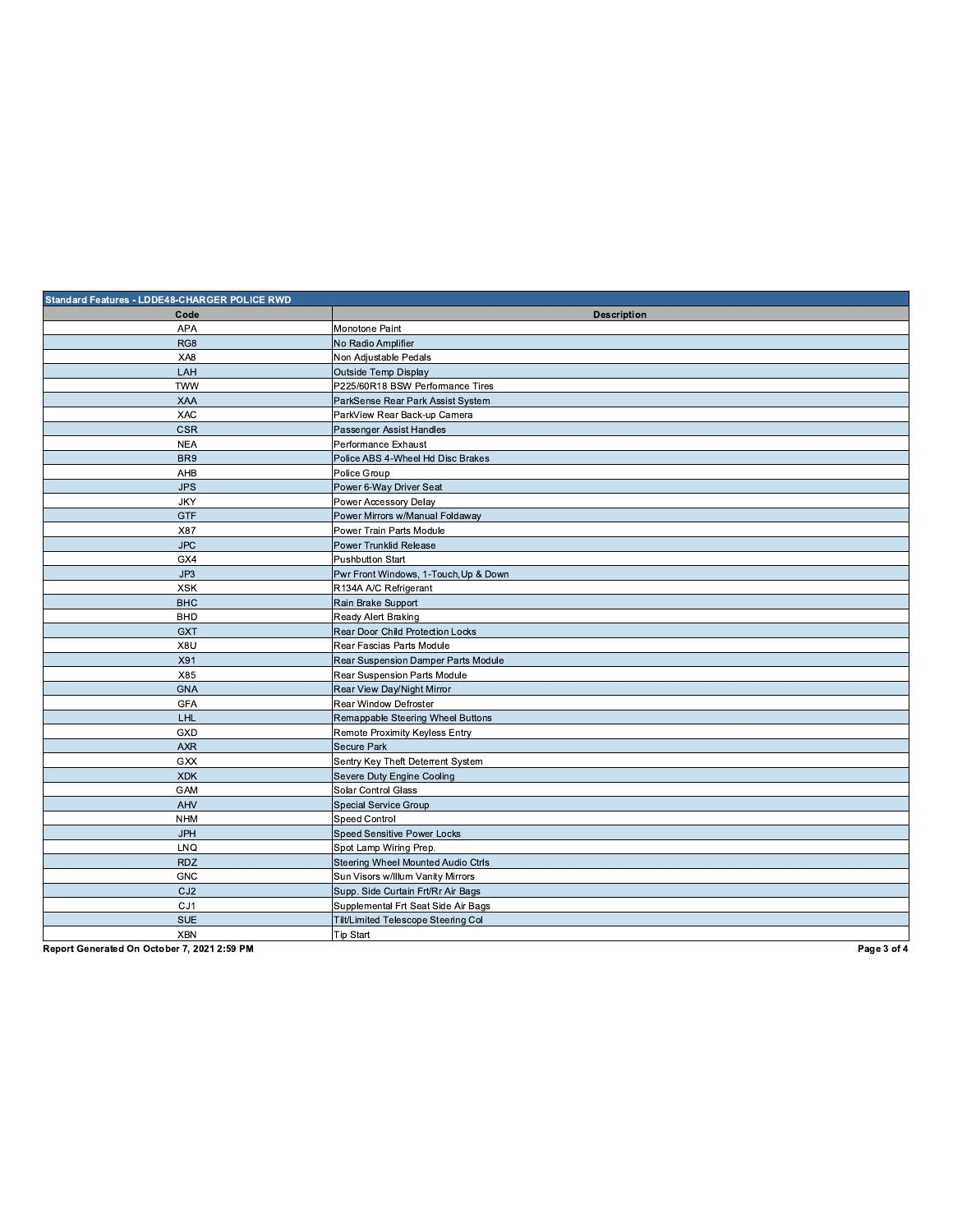| Standard Features - LDDE48-CHARGER POLICE RWD | |
|---|---|
| **Code** | **Description** |
| APA | Monotone Paint |
| RG8 | No Radio Amplifier |
| XA8 | Non Adjustable Pedals |
| LAH | Outside Temp Display |
| TWW | P225/60R18 BSW Performance Tires |
| XAA | ParkSense Rear Park Assist System |
| XAC | ParkView Rear Back-up Camera |
| CSR | Passenger Assist Handles |
| NEA | Performance Exhaust |
| BR9 | Police ABS 4-Wheel Hd Disc Brakes |
| AHB | Police Group |
| JPS | Power 6-Way Driver Seat |
| JKY | Power Accessory Delay |
| GTF | Power Mirrors w/Manual Foldaway |
| X87 | Power Train Parts Module |
| JPC | Power Trunklid Release |
| GX4 | Pushbutton Start |
| JP3 | Pwr Front Windows, 1-Touch,Up & Down |
| XSK | R134A A/C Refrigerant |
| BHC | Rain Brake Support |
| BHD | Ready Alert Braking |
| GXT | Rear Door Child Protection Locks |
| X8U | Rear Fascias Parts Module |
| X91 | Rear Suspension Damper Parts Module |
| X85 | Rear Suspension Parts Module |
| GNA | Rear View Day/Night Mirror |
| GFA | Rear Window Defroster |
| LHL | Remappable Steering Wheel Buttons |
| GXD | Remote Proximity Keyless Entry |
| AXR | Secure Park |
| GXX | Sentry Key Theft Deterrent System |
| XDK | Severe Duty Engine Cooling |
| GAM | Solar Control Glass |
| AHV | Special Service Group |
| NHM | Speed Control |
| JPH | Speed Sensitive Power Locks |
| LNQ | Spot Lamp Wiring Prep. |
| RDZ | Steering Wheel Mounted Audio Ctrls |
| GNC | Sun Visors w/Illum Vanity Mirrors |
| CJ2 | Supp. Side Curtain Frt/Rr Air Bags |
| CJ1 | Supplemental Frt Seat Side Air Bags |
| SUE | Tilt/Limited Telescope Steering Col |
| XBN | Tip Start |

**Report Generated On October 7, 2021 2:59 PM**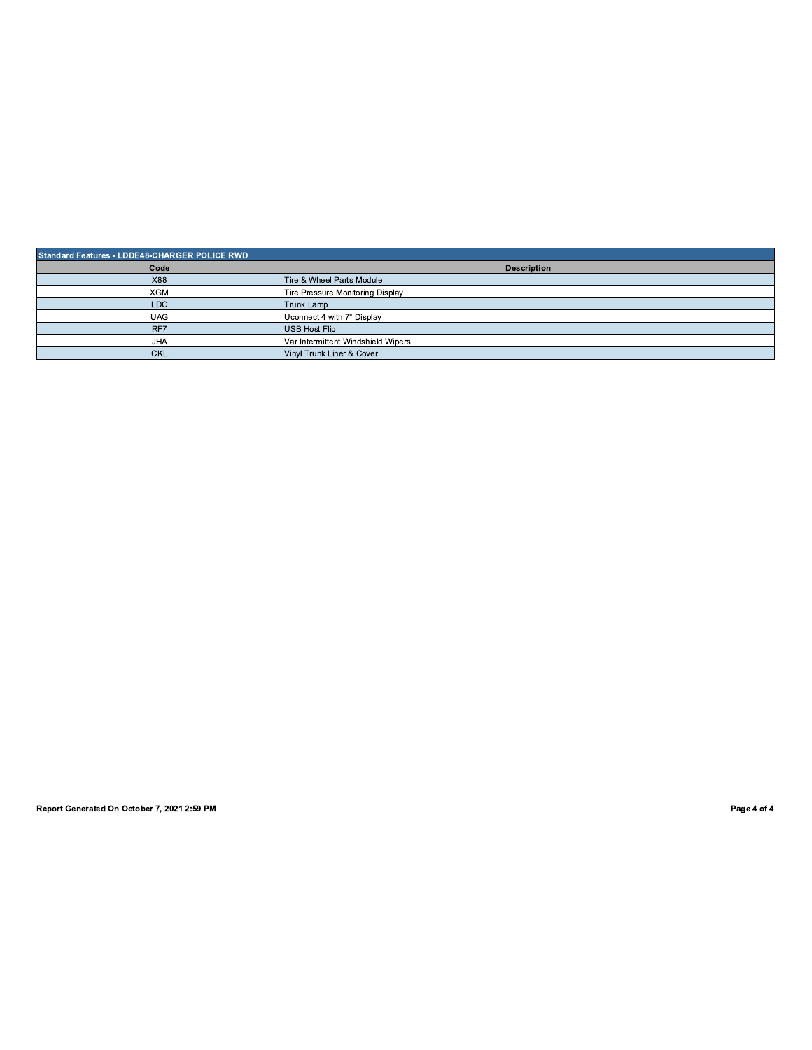| Standard Features - LDDE48-CHARGER POLICE RWD | |
|---|---|
| **Code** | **Description** |
| X88 | Tire & Wheel Parts Module |
| XGM | Tire Pressure Monitoring Display |
| LDC | Trunk Lamp |
| UAG | Uconnect 4 with 7" Display |
| RF7 | USB Host Flip |
| JHA | Var Intermittent Windshield Wipers |
| CKL | Vinyl Trunk Liner & Cover |

**Report Generated On October 7, 2021 2:59 PM**